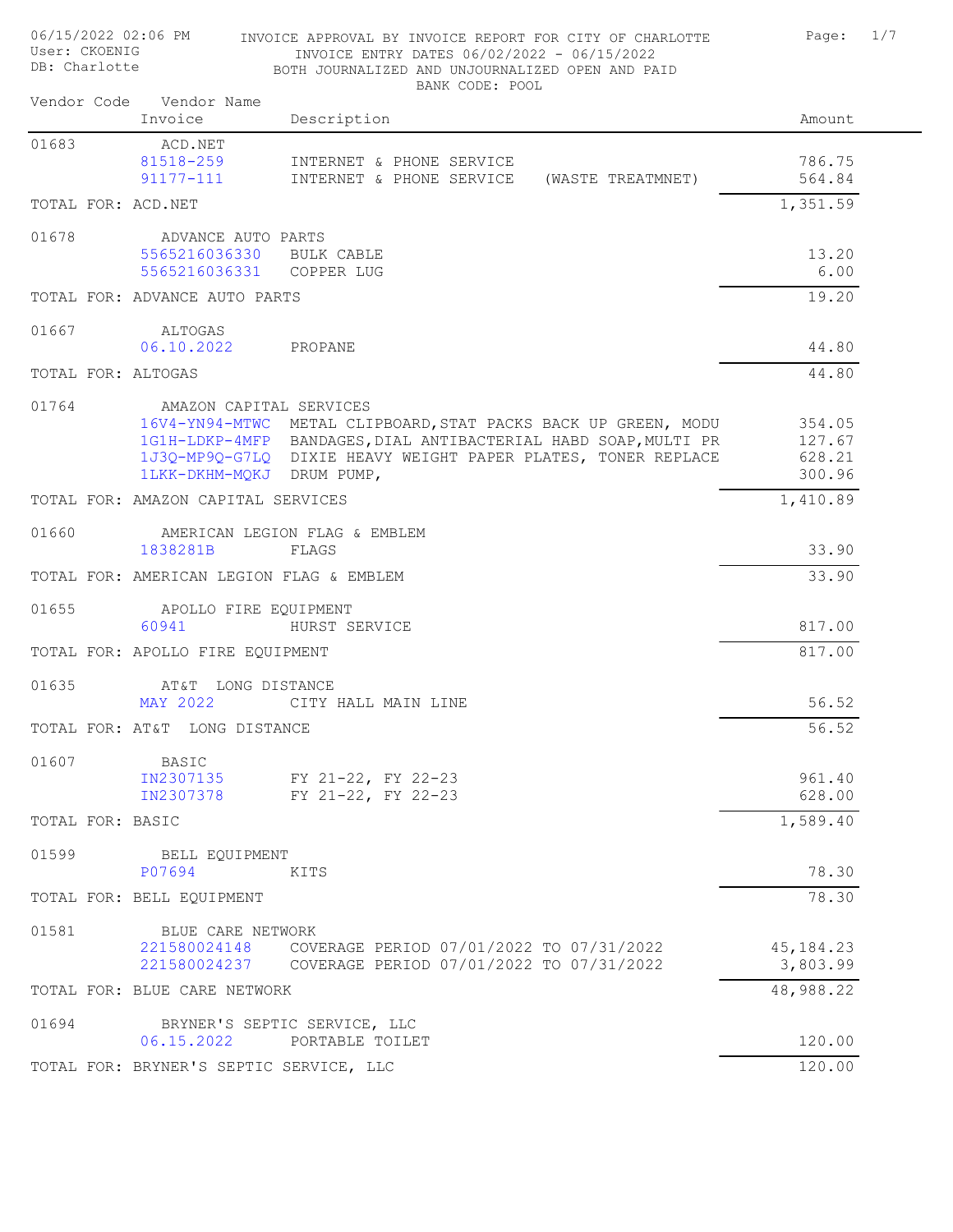06/15/2022 02:06 PM
User: CKOENIG
DB: Charlotte

# INVOICE APPROVAL BY INVOICE REPORT FOR CITY OF CHARLOTTE

INVOICE ENTRY DATES 06/02/2022 - 06/15/2022
BOTH JOURNALIZED AND UNJOURNALIZED OPEN AND PAID
BANK CODE: POOL

| Vendor Code | Vendor Name / Invoice | Description | Amount |
|---|---|---|---|
| 01683 | ACD.NET | | |
| | 81518-259 | INTERNET & PHONE SERVICE | 786.75 |
| | 91177-111 | INTERNET & PHONE SERVICE (WASTE TREATMNET) | 564.84 |
| TOTAL FOR: ACD.NET | | | 1,351.59 |
| 01678 | ADVANCE AUTO PARTS | | |
| | 5565216036330 | BULK CABLE | 13.20 |
| | 5565216036331 | COPPER LUG | 6.00 |
| TOTAL FOR: ADVANCE AUTO PARTS | | | 19.20 |
| 01667 | ALTOGAS | | |
| | 06.10.2022 | PROPANE | 44.80 |
| TOTAL FOR: ALTOGAS | | | 44.80 |
| 01764 | AMAZON CAPITAL SERVICES | | |
| | 16V4-YN94-MTWC | METAL CLIPBOARD,STAT PACKS BACK UP GREEN, MODU | 354.05 |
| | 1G1H-LDKP-4MFP | BANDAGES,DIAL ANTIBACTERIAL HABD SOAP,MULTI PR | 127.67 |
| | 1J3Q-MP9Q-G7LQ | DIXIE HEAVY WEIGHT PAPER PLATES, TONER REPLACE | 628.21 |
| | 1LKK-DKHM-MQKJ | DRUM PUMP, | 300.96 |
| TOTAL FOR: AMAZON CAPITAL SERVICES | | | 1,410.89 |
| 01660 | AMERICAN LEGION FLAG & EMBLEM | | |
| | 1838281B | FLAGS | 33.90 |
| TOTAL FOR: AMERICAN LEGION FLAG & EMBLEM | | | 33.90 |
| 01655 | APOLLO FIRE EQUIPMENT | | |
| | 60941 | HURST SERVICE | 817.00 |
| TOTAL FOR: APOLLO FIRE EQUIPMENT | | | 817.00 |
| 01635 | AT&T LONG DISTANCE | | |
| | MAY 2022 | CITY HALL MAIN LINE | 56.52 |
| TOTAL FOR: AT&T LONG DISTANCE | | | 56.52 |
| 01607 | BASIC | | |
| | IN2307135 | FY 21-22, FY 22-23 | 961.40 |
| | IN2307378 | FY 21-22, FY 22-23 | 628.00 |
| TOTAL FOR: BASIC | | | 1,589.40 |
| 01599 | BELL EQUIPMENT | | |
| | P07694 | KITS | 78.30 |
| TOTAL FOR: BELL EQUIPMENT | | | 78.30 |
| 01581 | BLUE CARE NETWORK | | |
| | 221580024148 | COVERAGE PERIOD 07/01/2022 TO 07/31/2022 | 45,184.23 |
| | 221580024237 | COVERAGE PERIOD 07/01/2022 TO 07/31/2022 | 3,803.99 |
| TOTAL FOR: BLUE CARE NETWORK | | | 48,988.22 |
| 01694 | BRYNER'S SEPTIC SERVICE, LLC | | |
| | 06.15.2022 | PORTABLE TOILET | 120.00 |
| TOTAL FOR: BRYNER'S SEPTIC SERVICE, LLC | | | 120.00 |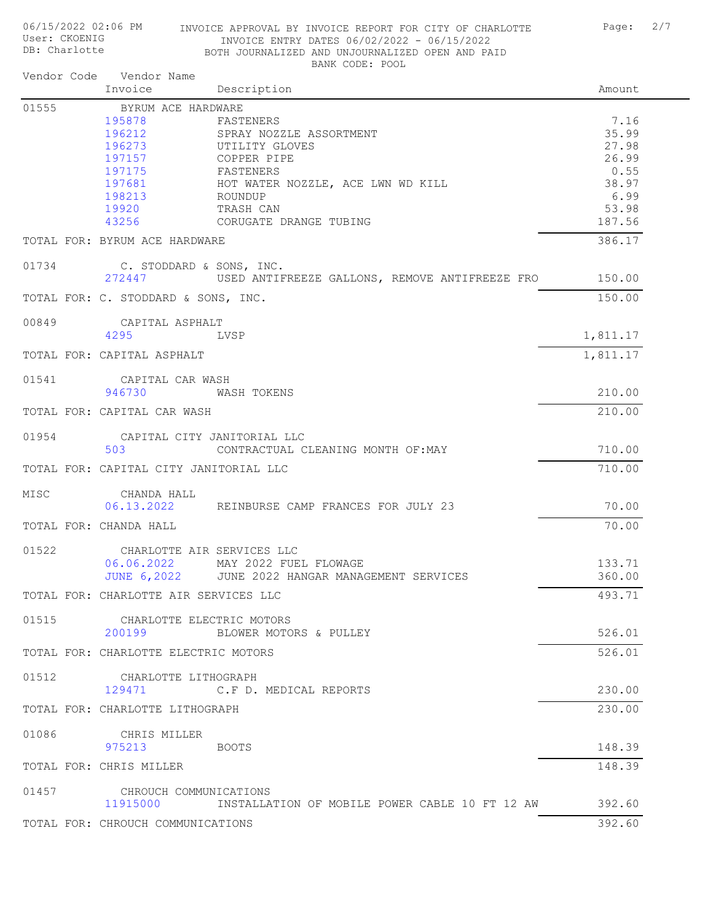INVOICE APPROVAL BY INVOICE REPORT FOR CITY OF CHARLOTTE
INVOICE ENTRY DATES 06/02/2022 - 06/15/2022
BOTH JOURNALIZED AND UNJOURNALIZED OPEN AND PAID
BANK CODE: POOL

06/15/2022 02:06 PM
User: CKOENIG
DB: Charlotte

| Vendor Code | Vendor Name / Invoice | Description | Amount |
|---|---|---|---|
| 01555 | BYRUM ACE HARDWARE | | |
| | 195878 | FASTENERS | 7.16 |
| | 196212 | SPRAY NOZZLE ASSORTMENT | 35.99 |
| | 196273 | UTILITY GLOVES | 27.98 |
| | 197157 | COPPER PIPE | 26.99 |
| | 197175 | FASTENERS | 0.55 |
| | 197681 | HOT WATER NOZZLE, ACE LWN WD KILL | 38.97 |
| | 198213 | ROUNDUP | 6.99 |
| | 19920 | TRASH CAN | 53.98 |
| | 43256 | CORUGATE DRANGE TUBING | 187.56 |
| TOTAL FOR: BYRUM ACE HARDWARE | | | 386.17 |
| 01734 | C. STODDARD & SONS, INC. | | |
| | 272447 | USED ANTIFREEZE GALLONS, REMOVE ANTIFREEZE FRO | 150.00 |
| TOTAL FOR: C. STODDARD & SONS, INC. | | | 150.00 |
| 00849 | CAPITAL ASPHALT | | |
| | 4295 | LVSP | 1,811.17 |
| TOTAL FOR: CAPITAL ASPHALT | | | 1,811.17 |
| 01541 | CAPITAL CAR WASH | | |
| | 946730 | WASH TOKENS | 210.00 |
| TOTAL FOR: CAPITAL CAR WASH | | | 210.00 |
| 01954 | CAPITAL CITY JANITORIAL LLC | | |
| | 503 | CONTRACTUAL CLEANING MONTH OF:MAY | 710.00 |
| TOTAL FOR: CAPITAL CITY JANITORIAL LLC | | | 710.00 |
| MISC | CHANDA HALL | | |
| | 06.13.2022 | REINBURSE CAMP FRANCES FOR JULY 23 | 70.00 |
| TOTAL FOR: CHANDA HALL | | | 70.00 |
| 01522 | CHARLOTTE AIR SERVICES LLC | | |
| | 06.06.2022 | MAY 2022 FUEL FLOWAGE | 133.71 |
| | JUNE 6,2022 | JUNE 2022 HANGAR MANAGEMENT SERVICES | 360.00 |
| TOTAL FOR: CHARLOTTE AIR SERVICES LLC | | | 493.71 |
| 01515 | CHARLOTTE ELECTRIC MOTORS | | |
| | 200199 | BLOWER MOTORS & PULLEY | 526.01 |
| TOTAL FOR: CHARLOTTE ELECTRIC MOTORS | | | 526.01 |
| 01512 | CHARLOTTE LITHOGRAPH | | |
| | 129471 | C.F D. MEDICAL REPORTS | 230.00 |
| TOTAL FOR: CHARLOTTE LITHOGRAPH | | | 230.00 |
| 01086 | CHRIS MILLER | | |
| | 975213 | BOOTS | 148.39 |
| TOTAL FOR: CHRIS MILLER | | | 148.39 |
| 01457 | CHROUCH COMMUNICATIONS | | |
| | 11915000 | INSTALLATION OF MOBILE POWER CABLE 10 FT 12 AW | 392.60 |
| TOTAL FOR: CHROUCH COMMUNICATIONS | | | 392.60 |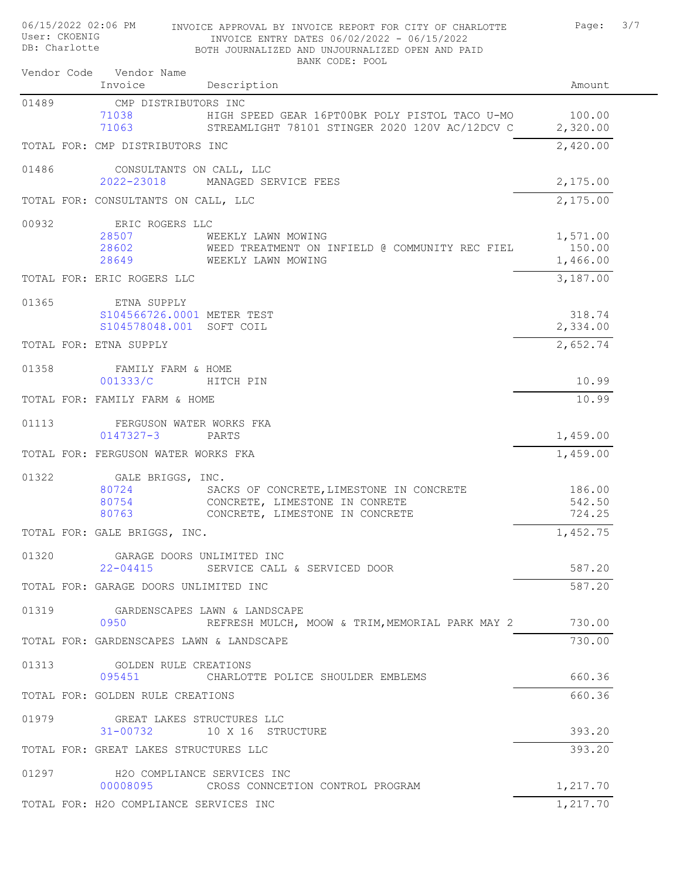INVOICE APPROVAL BY INVOICE REPORT FOR CITY OF CHARLOTTE
INVOICE ENTRY DATES 06/02/2022 - 06/15/2022
BOTH JOURNALIZED AND UNJOURNALIZED OPEN AND PAID
BANK CODE: POOL

06/15/2022 02:06 PM
User: CKOENIG
DB: Charlotte

| Vendor Code | Vendor Name / Invoice | Description | Amount |
|---|---|---|---|
| 01489 | CMP DISTRIBUTORS INC | | |
| | 71038 | HIGH SPEED GEAR 16PT00BK POLY PISTOL TACO U-MO | 100.00 |
| | 71063 | STREAMLIGHT 78101 STINGER 2020 120V AC/12DCV C | 2,320.00 |
| TOTAL FOR: CMP DISTRIBUTORS INC | | | 2,420.00 |
| 01486 | CONSULTANTS ON CALL, LLC | | |
| | 2022-23018 | MANAGED SERVICE FEES | 2,175.00 |
| TOTAL FOR: CONSULTANTS ON CALL, LLC | | | 2,175.00 |
| 00932 | ERIC ROGERS LLC | | |
| | 28507 | WEEKLY LAWN MOWING | 1,571.00 |
| | 28602 | WEED TREATMENT ON INFIELD @ COMMUNITY REC FIEL | 150.00 |
| | 28649 | WEEKLY LAWN MOWING | 1,466.00 |
| TOTAL FOR: ERIC ROGERS LLC | | | 3,187.00 |
| 01365 | ETNA SUPPLY | | |
| | S104566726.0001 | METER TEST | 318.74 |
| | S104578048.001 | SOFT COIL | 2,334.00 |
| TOTAL FOR: ETNA SUPPLY | | | 2,652.74 |
| 01358 | FAMILY FARM & HOME | | |
| | 001333/C | HITCH PIN | 10.99 |
| TOTAL FOR: FAMILY FARM & HOME | | | 10.99 |
| 01113 | FERGUSON WATER WORKS FKA | | |
| | 0147327-3 | PARTS | 1,459.00 |
| TOTAL FOR: FERGUSON WATER WORKS FKA | | | 1,459.00 |
| 01322 | GALE BRIGGS, INC. | | |
| | 80724 | SACKS OF CONCRETE,LIMESTONE IN CONCRETE | 186.00 |
| | 80754 | CONCRETE, LIMESTONE IN CONRETE | 542.50 |
| | 80763 | CONCRETE, LIMESTONE IN CONCRETE | 724.25 |
| TOTAL FOR: GALE BRIGGS, INC. | | | 1,452.75 |
| 01320 | GARAGE DOORS UNLIMITED INC | | |
| | 22-04415 | SERVICE CALL & SERVICED DOOR | 587.20 |
| TOTAL FOR: GARAGE DOORS UNLIMITED INC | | | 587.20 |
| 01319 | GARDENSCAPES LAWN & LANDSCAPE | | |
| | 0950 | REFRESH MULCH, MOOW & TRIM,MEMORIAL PARK MAY 2 | 730.00 |
| TOTAL FOR: GARDENSCAPES LAWN & LANDSCAPE | | | 730.00 |
| 01313 | GOLDEN RULE CREATIONS | | |
| | 095451 | CHARLOTTE POLICE SHOULDER EMBLEMS | 660.36 |
| TOTAL FOR: GOLDEN RULE CREATIONS | | | 660.36 |
| 01979 | GREAT LAKES STRUCTURES LLC | | |
| | 31-00732 | 10 X 16 STRUCTURE | 393.20 |
| TOTAL FOR: GREAT LAKES STRUCTURES LLC | | | 393.20 |
| 01297 | H2O COMPLIANCE SERVICES INC | | |
| | 00008095 | CROSS CONNCETION CONTROL PROGRAM | 1,217.70 |
| TOTAL FOR: H2O COMPLIANCE SERVICES INC | | | 1,217.70 |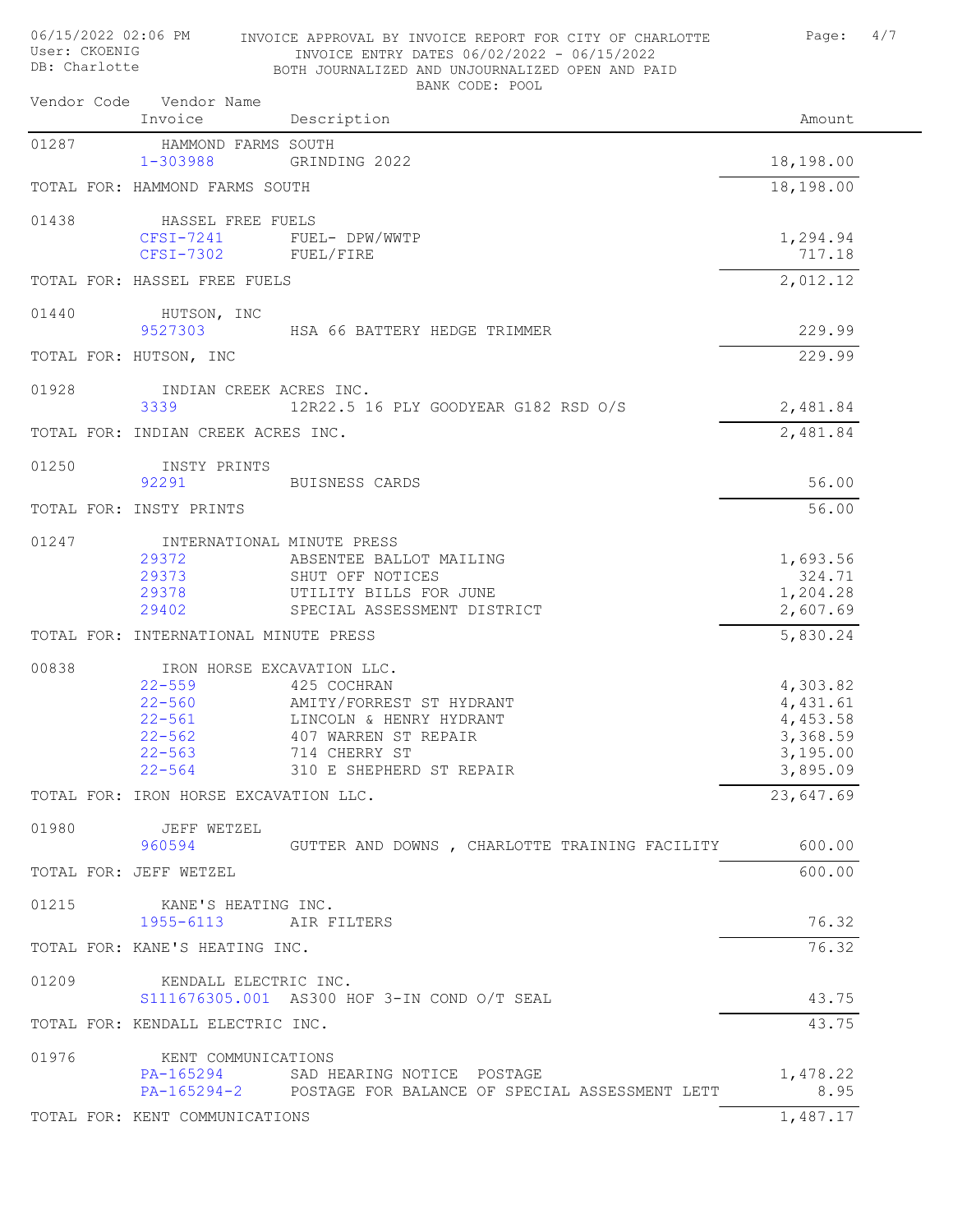06/15/2022 02:06 PM
User: CKOENIG
DB: Charlotte

INVOICE APPROVAL BY INVOICE REPORT FOR CITY OF CHARLOTTE
INVOICE ENTRY DATES 06/02/2022 - 06/15/2022
BOTH JOURNALIZED AND UNJOURNALIZED OPEN AND PAID
BANK CODE: POOL

| Vendor Code | Vendor Name / Invoice | Description | Amount |
|---|---|---|---|
| 01287 | HAMMOND FARMS SOUTH | | |
| | 1-303988 | GRINDING 2022 | 18,198.00 |
| TOTAL FOR: HAMMOND FARMS SOUTH | | | 18,198.00 |
| 01438 | HASSEL FREE FUELS | | |
| | CFSI-7241 | FUEL- DPW/WWTP | 1,294.94 |
| | CFSI-7302 | FUEL/FIRE | 717.18 |
| TOTAL FOR: HASSEL FREE FUELS | | | 2,012.12 |
| 01440 | HUTSON, INC | | |
| | 9527303 | HSA 66 BATTERY HEDGE TRIMMER | 229.99 |
| TOTAL FOR: HUTSON, INC | | | 229.99 |
| 01928 | INDIAN CREEK ACRES INC. | | |
| | 3339 | 12R22.5 16 PLY GOODYEAR G182 RSD O/S | 2,481.84 |
| TOTAL FOR: INDIAN CREEK ACRES INC. | | | 2,481.84 |
| 01250 | INSTY PRINTS | | |
| | 92291 | BUISNESS CARDS | 56.00 |
| TOTAL FOR: INSTY PRINTS | | | 56.00 |
| 01247 | INTERNATIONAL MINUTE PRESS | | |
| | 29372 | ABSENTEE BALLOT MAILING | 1,693.56 |
| | 29373 | SHUT OFF NOTICES | 324.71 |
| | 29378 | UTILITY BILLS FOR JUNE | 1,204.28 |
| | 29402 | SPECIAL ASSESSMENT DISTRICT | 2,607.69 |
| TOTAL FOR: INTERNATIONAL MINUTE PRESS | | | 5,830.24 |
| 00838 | IRON HORSE EXCAVATION LLC. | | |
| | 22-559 | 425 COCHRAN | 4,303.82 |
| | 22-560 | AMITY/FORREST ST HYDRANT | 4,431.61 |
| | 22-561 | LINCOLN & HENRY HYDRANT | 4,453.58 |
| | 22-562 | 407 WARREN ST REPAIR | 3,368.59 |
| | 22-563 | 714 CHERRY ST | 3,195.00 |
| | 22-564 | 310 E SHEPHERD ST REPAIR | 3,895.09 |
| TOTAL FOR: IRON HORSE EXCAVATION LLC. | | | 23,647.69 |
| 01980 | JEFF WETZEL | | |
| | 960594 | GUTTER AND DOWNS , CHARLOTTE TRAINING FACILITY | 600.00 |
| TOTAL FOR: JEFF WETZEL | | | 600.00 |
| 01215 | KANE'S HEATING INC. | | |
| | 1955-6113 | AIR FILTERS | 76.32 |
| TOTAL FOR: KANE'S HEATING INC. | | | 76.32 |
| 01209 | KENDALL ELECTRIC INC. | | |
| | S111676305.001 | AS300 HOF 3-IN COND O/T SEAL | 43.75 |
| TOTAL FOR: KENDALL ELECTRIC INC. | | | 43.75 |
| 01976 | KENT COMMUNICATIONS | | |
| | PA-165294 | SAD HEARING NOTICE POSTAGE | 1,478.22 |
| | PA-165294-2 | POSTAGE FOR BALANCE OF SPECIAL ASSESSMENT LETT | 8.95 |
| TOTAL FOR: KENT COMMUNICATIONS | | | 1,487.17 |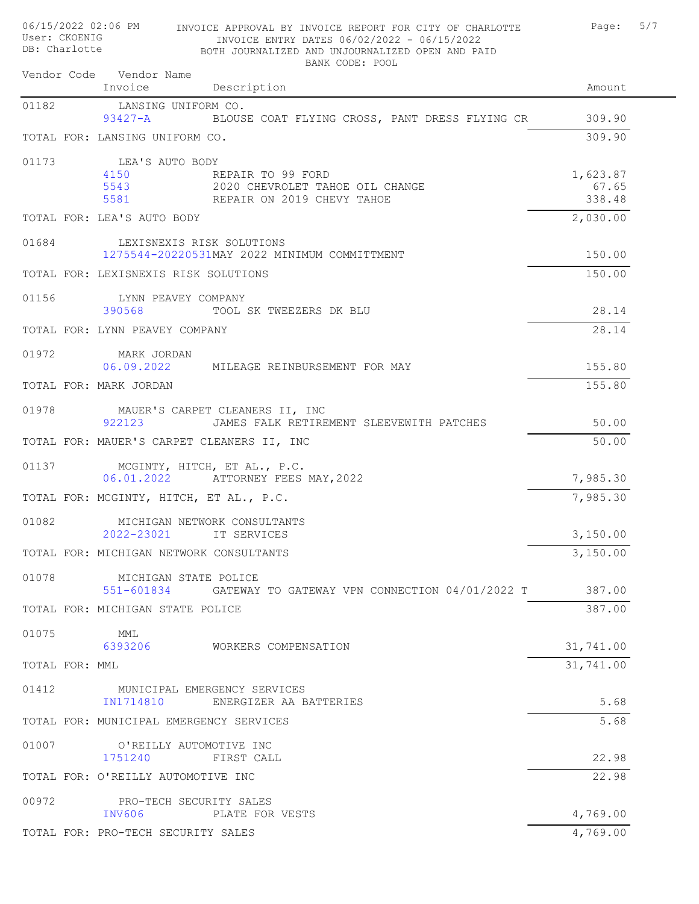INVOICE APPROVAL BY INVOICE REPORT FOR CITY OF CHARLOTTE
INVOICE ENTRY DATES 06/02/2022 - 06/15/2022
BOTH JOURNALIZED AND UNJOURNALIZED OPEN AND PAID
BANK CODE: POOL

06/15/2022 02:06 PM
User: CKOENIG
DB: Charlotte

| Vendor Code | Vendor Name / Invoice | Description | Amount |
|---|---|---|---|
| 01182 | LANSING UNIFORM CO. | | |
| | 93427-A | BLOUSE COAT FLYING CROSS, PANT DRESS FLYING CR | 309.90 |
| TOTAL FOR: LANSING UNIFORM CO. | | | 309.90 |
| 01173 | LEA'S AUTO BODY | | |
| | 4150 | REPAIR TO 99 FORD | 1,623.87 |
| | 5543 | 2020 CHEVROLET TAHOE OIL CHANGE | 67.65 |
| | 5581 | REPAIR ON 2019 CHEVY TAHOE | 338.48 |
| TOTAL FOR: LEA'S AUTO BODY | | | 2,030.00 |
| 01684 | LEXISNEXIS RISK SOLUTIONS | | |
| | 1275544-20220531 | MAY 2022 MINIMUM COMMITTMENT | 150.00 |
| TOTAL FOR: LEXISNEXIS RISK SOLUTIONS | | | 150.00 |
| 01156 | LYNN PEAVEY COMPANY | | |
| | 390568 | TOOL SK TWEEZERS DK BLU | 28.14 |
| TOTAL FOR: LYNN PEAVEY COMPANY | | | 28.14 |
| 01972 | MARK JORDAN | | |
| | 06.09.2022 | MILEAGE REINBURSEMENT FOR MAY | 155.80 |
| TOTAL FOR: MARK JORDAN | | | 155.80 |
| 01978 | MAUER'S CARPET CLEANERS II, INC | | |
| | 922123 | JAMES FALK RETIREMENT SLEEVEWITH PATCHES | 50.00 |
| TOTAL FOR: MAUER'S CARPET CLEANERS II, INC | | | 50.00 |
| 01137 | MCGINTY, HITCH, ET AL., P.C. | | |
| | 06.01.2022 | ATTORNEY FEES MAY,2022 | 7,985.30 |
| TOTAL FOR: MCGINTY, HITCH, ET AL., P.C. | | | 7,985.30 |
| 01082 | MICHIGAN NETWORK CONSULTANTS | | |
| | 2022-23021 | IT SERVICES | 3,150.00 |
| TOTAL FOR: MICHIGAN NETWORK CONSULTANTS | | | 3,150.00 |
| 01078 | MICHIGAN STATE POLICE | | |
| | 551-601834 | GATEWAY TO GATEWAY VPN CONNECTION 04/01/2022 T | 387.00 |
| TOTAL FOR: MICHIGAN STATE POLICE | | | 387.00 |
| 01075 | MML | | |
| | 6393206 | WORKERS COMPENSATION | 31,741.00 |
| TOTAL FOR: MML | | | 31,741.00 |
| 01412 | MUNICIPAL EMERGENCY SERVICES | | |
| | IN1714810 | ENERGIZER AA BATTERIES | 5.68 |
| TOTAL FOR: MUNICIPAL EMERGENCY SERVICES | | | 5.68 |
| 01007 | O'REILLY AUTOMOTIVE INC | | |
| | 1751240 | FIRST CALL | 22.98 |
| TOTAL FOR: O'REILLY AUTOMOTIVE INC | | | 22.98 |
| 00972 | PRO-TECH SECURITY SALES | | |
| | INV606 | PLATE FOR VESTS | 4,769.00 |
| TOTAL FOR: PRO-TECH SECURITY SALES | | | 4,769.00 |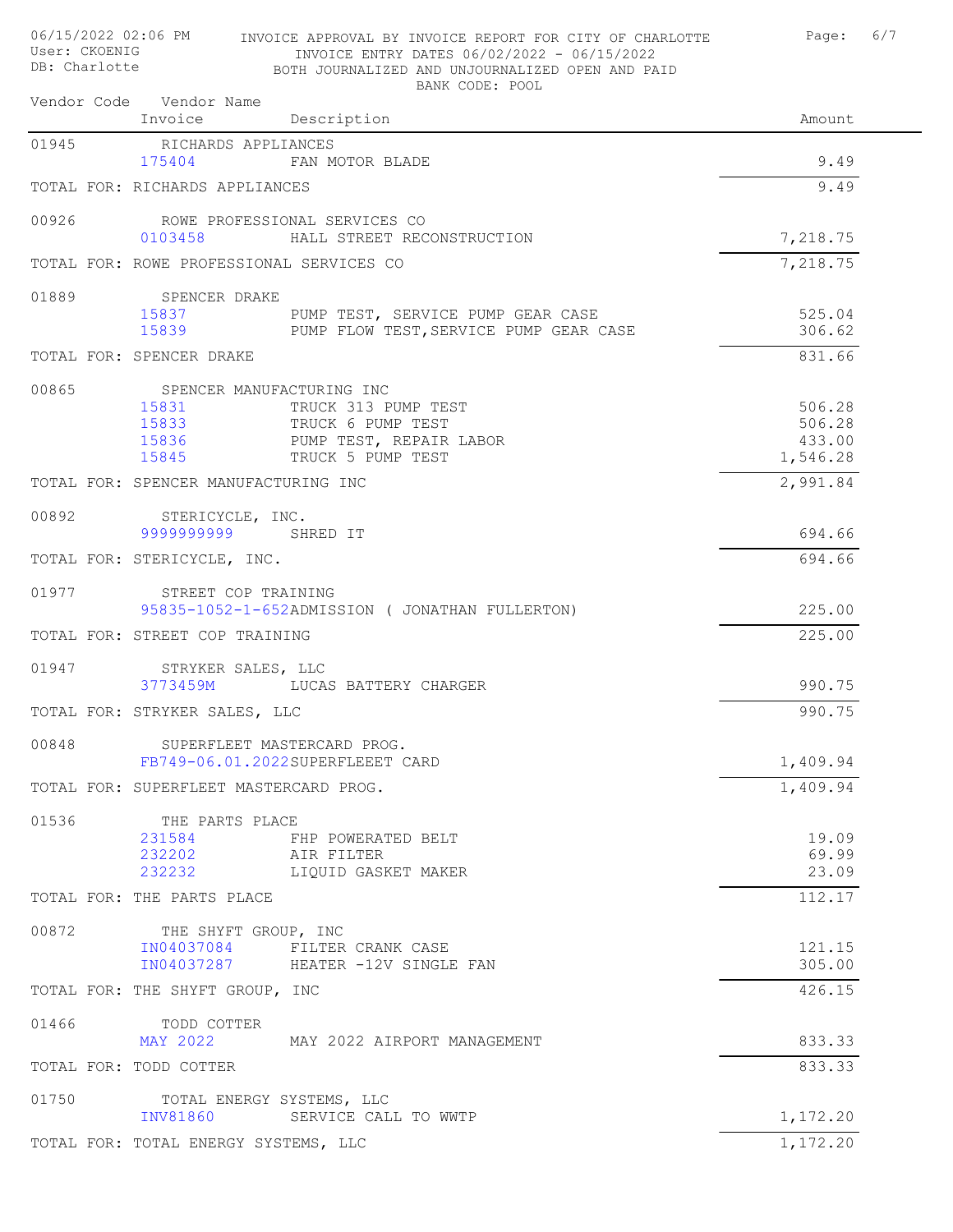INVOICE APPROVAL BY INVOICE REPORT FOR CITY OF CHARLOTTE
INVOICE ENTRY DATES 06/02/2022 - 06/15/2022
BOTH JOURNALIZED AND UNJOURNALIZED OPEN AND PAID
BANK CODE: POOL

06/15/2022 02:06 PM
User: CKOENIG
DB: Charlotte

| Vendor Code | Vendor Name / Invoice | Description | Amount |
|---|---|---|---|
| 01945 | RICHARDS APPLIANCES | | |
| | 175404 | FAN MOTOR BLADE | 9.49 |
| TOTAL FOR: RICHARDS APPLIANCES | | | 9.49 |
| 00926 | ROWE PROFESSIONAL SERVICES CO | | |
| | 0103458 | HALL STREET RECONSTRUCTION | 7,218.75 |
| TOTAL FOR: ROWE PROFESSIONAL SERVICES CO | | | 7,218.75 |
| 01889 | SPENCER DRAKE | | |
| | 15837 | PUMP TEST, SERVICE PUMP GEAR CASE | 525.04 |
| | 15839 | PUMP FLOW TEST,SERVICE PUMP GEAR CASE | 306.62 |
| TOTAL FOR: SPENCER DRAKE | | | 831.66 |
| 00865 | SPENCER MANUFACTURING INC | | |
| | 15831 | TRUCK 313 PUMP TEST | 506.28 |
| | 15833 | TRUCK 6 PUMP TEST | 506.28 |
| | 15836 | PUMP TEST, REPAIR LABOR | 433.00 |
| | 15845 | TRUCK 5 PUMP TEST | 1,546.28 |
| TOTAL FOR: SPENCER MANUFACTURING INC | | | 2,991.84 |
| 00892 | STERICYCLE, INC. | | |
| | 9999999999 | SHRED IT | 694.66 |
| TOTAL FOR: STERICYCLE, INC. | | | 694.66 |
| 01977 | STREET COP TRAINING | | |
| | 95835-1052-1-652 | ADMISSION ( JONATHAN FULLERTON) | 225.00 |
| TOTAL FOR: STREET COP TRAINING | | | 225.00 |
| 01947 | STRYKER SALES, LLC | | |
| | 3773459M | LUCAS BATTERY CHARGER | 990.75 |
| TOTAL FOR: STRYKER SALES, LLC | | | 990.75 |
| 00848 | SUPERFLEET MASTERCARD PROG. | | |
| | FB749-06.01.2022 | SUPERFLEEET CARD | 1,409.94 |
| TOTAL FOR: SUPERFLEET MASTERCARD PROG. | | | 1,409.94 |
| 01536 | THE PARTS PLACE | | |
| | 231584 | FHP POWERATED BELT | 19.09 |
| | 232202 | AIR FILTER | 69.99 |
| | 232232 | LIQUID GASKET MAKER | 23.09 |
| TOTAL FOR: THE PARTS PLACE | | | 112.17 |
| 00872 | THE SHYFT GROUP, INC | | |
| | IN04037084 | FILTER CRANK CASE | 121.15 |
| | IN04037287 | HEATER -12V SINGLE FAN | 305.00 |
| TOTAL FOR: THE SHYFT GROUP, INC | | | 426.15 |
| 01466 | TODD COTTER | | |
| | MAY 2022 | MAY 2022 AIRPORT MANAGEMENT | 833.33 |
| TOTAL FOR: TODD COTTER | | | 833.33 |
| 01750 | TOTAL ENERGY SYSTEMS, LLC | | |
| | INV81860 | SERVICE CALL TO WWTP | 1,172.20 |
| TOTAL FOR: TOTAL ENERGY SYSTEMS, LLC | | | 1,172.20 |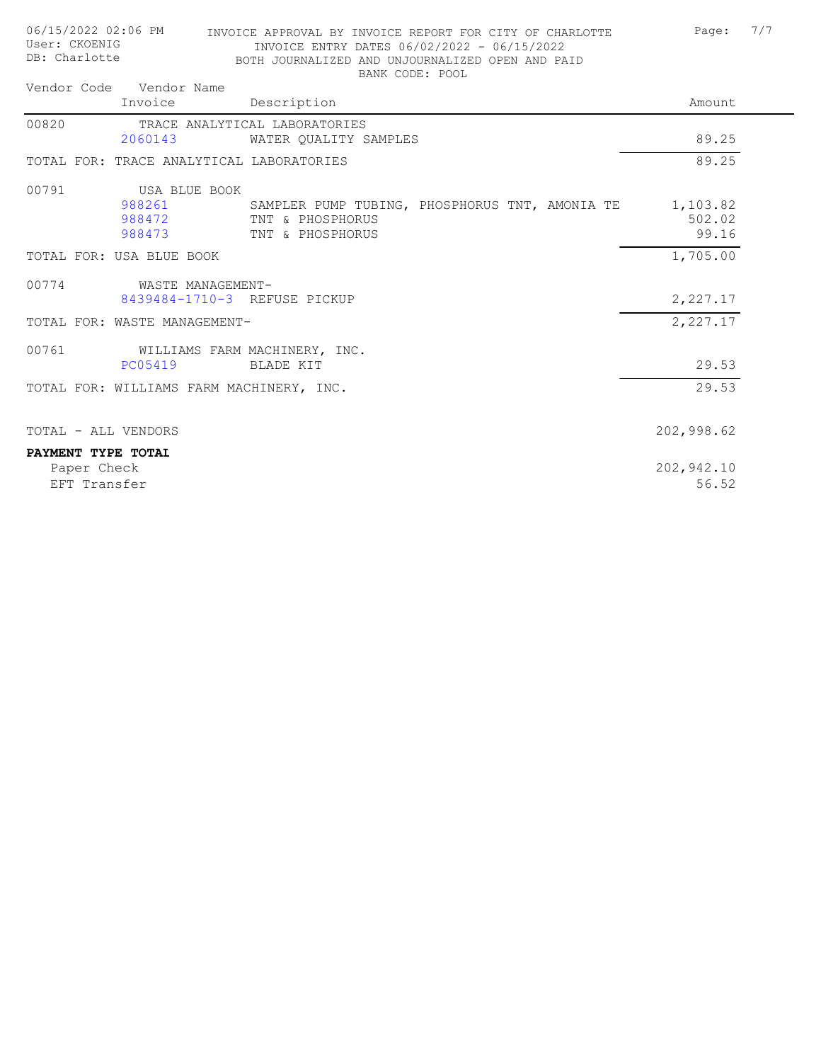INVOICE APPROVAL BY INVOICE REPORT FOR CITY OF CHARLOTTE
INVOICE ENTRY DATES 06/02/2022 - 06/15/2022
BOTH JOURNALIZED AND UNJOURNALIZED OPEN AND PAID
BANK CODE: POOL

| Vendor Code | Vendor Name / Invoice | Description | Amount |
|---|---|---|---|
| 00820 | TRACE ANALYTICAL LABORATORIES | | |
| | 2060143 | WATER QUALITY SAMPLES | 89.25 |
| TOTAL FOR: TRACE ANALYTICAL LABORATORIES | | | 89.25 |
| 00791 | USA BLUE BOOK | | |
| | 988261 | SAMPLER PUMP TUBING, PHOSPHORUS TNT, AMONIA TE | 1,103.82 |
| | 988472 | TNT & PHOSPHORUS | 502.02 |
| | 988473 | TNT & PHOSPHORUS | 99.16 |
| TOTAL FOR: USA BLUE BOOK | | | 1,705.00 |
| 00774 | WASTE MANAGEMENT- | | |
| | 8439484-1710-3 | REFUSE PICKUP | 2,227.17 |
| TOTAL FOR: WASTE MANAGEMENT- | | | 2,227.17 |
| 00761 | WILLIAMS FARM MACHINERY, INC. | | |
| | PC05419 | BLADE KIT | 29.53 |
| TOTAL FOR: WILLIAMS FARM MACHINERY, INC. | | | 29.53 |
| TOTAL - ALL VENDORS | | | 202,998.62 |

**PAYMENT TYPE TOTAL**

| | |
|---|---|
| Paper Check | 202,942.10 |
| EFT Transfer | 56.52 |